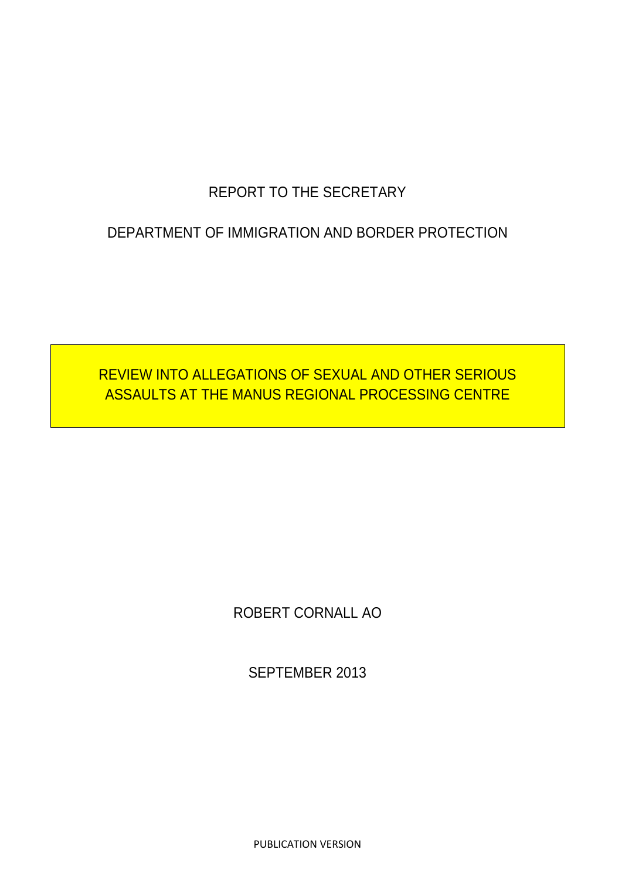REPORT TO THE SECRETARY

DEPARTMENT OF IMMIGRATION AND BORDER PROTECTION

# REVIEW INTO ALLEGATIONS OF SEXUAL AND OTHER SERIOUS ASSAULTS AT THE MANUS REGIONAL PROCESSING CENTRE

ROBERT CORNALL AO

SEPTEMBER 2013

PUBLICATION VERSION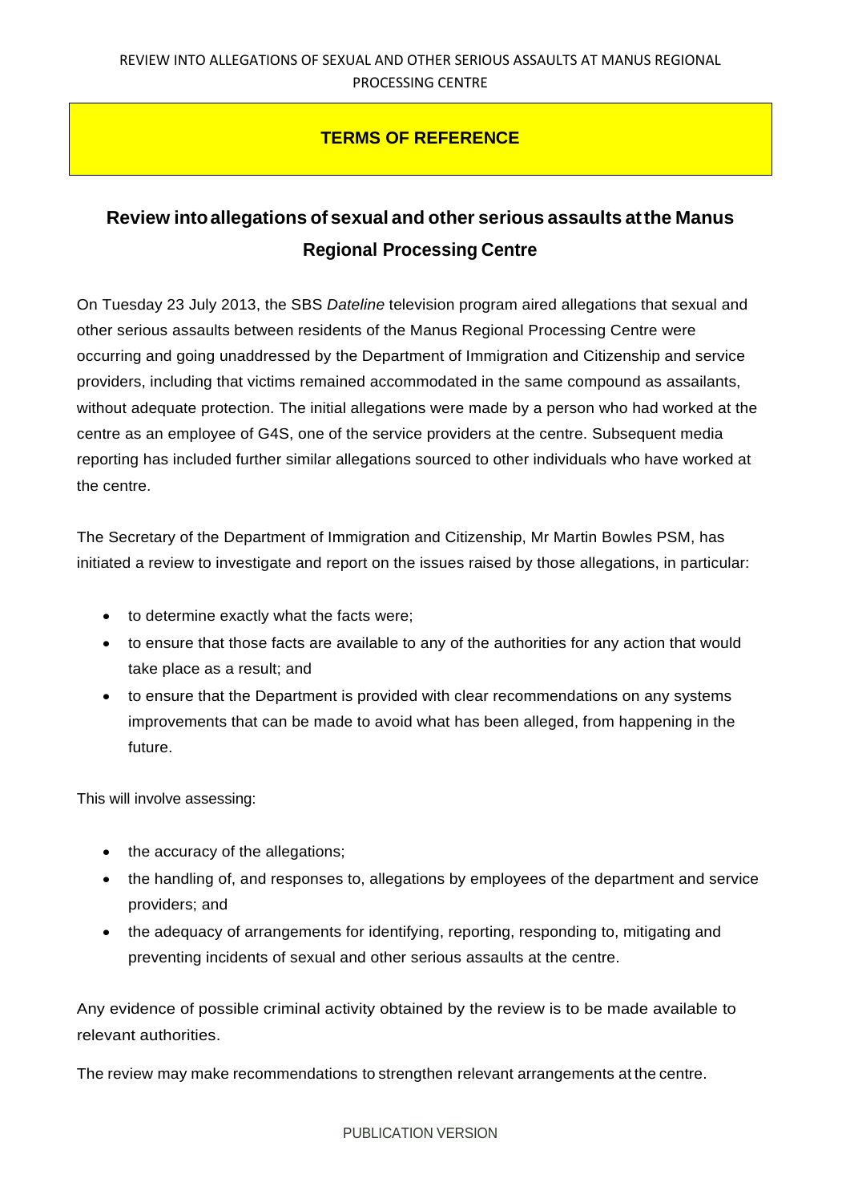## TERMS OF REFERENCE

# Review into allegations of sexual and other serious assaults at the Manus Regional Processing Centre

On Tuesday 23 July 2013, the SBS *Dateline* television program aired allegations that sexual and other serious assaults between residents of the Manus Regional Processing Centre were occurring and going unaddressed by the Department of Immigration and Citizenship and service providers, including that victims remained accommodated in the same compound as assailants, without adequate protection. The initial allegations were made by a person who had worked at the centre as an employee of G4S, one of the service providers at the centre. Subsequent media reporting has included further similar allegations sourced to other individuals who have worked at the centre.

The Secretary of the Department of Immigration and Citizenship, Mr Martin Bowles PSM, has initiated a review to investigate and report on the issues raised by those allegations, in particular:

- to determine exactly what the facts were;
- to ensure that those facts are available to any of the authorities for any action that would take place as a result; and
- to ensure that the Department is provided with clear recommendations on any systems improvements that can be made to avoid what has been alleged, from happening in the future.

This will involve assessing:

- the accuracy of the allegations;
- the handling of, and responses to, allegations by employees of the department and service providers; and
- the adequacy of arrangements for identifying, reporting, responding to, mitigating and preventing incidents of sexual and other serious assaults at the centre.

Any evidence of possible criminal activity obtained by the review is to be made available to relevant authorities.

The review may make recommendations to strengthen relevant arrangements at the centre.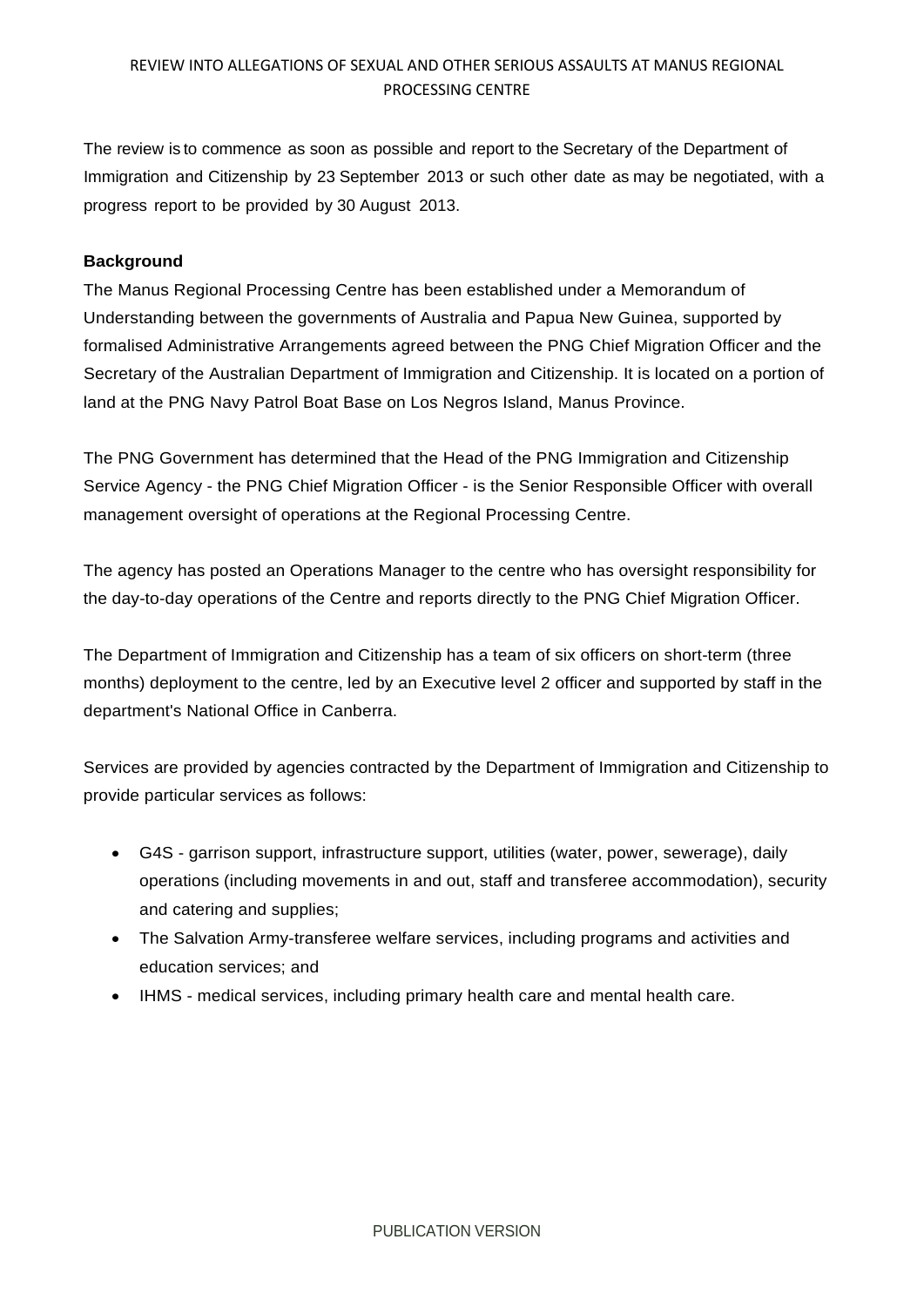The review is to commence as soon as possible and report to the Secretary of the Department of Immigration and Citizenship by 23 September 2013 or such other date as may be negotiated, with a progress report to be provided by 30 August 2013.

**Background**

The Manus Regional Processing Centre has been established under a Memorandum of Understanding between the governments of Australia and Papua New Guinea, supported by formalised Administrative Arrangements agreed between the PNG Chief Migration Officer and the Secretary of the Australian Department of Immigration and Citizenship. It is located on a portion of land at the PNG Navy Patrol Boat Base on Los Negros Island, Manus Province.

The PNG Government has determined that the Head of the PNG Immigration and Citizenship Service Agency - the PNG Chief Migration Officer - is the Senior Responsible Officer with overall management oversight of operations at the Regional Processing Centre.

The agency has posted an Operations Manager to the centre who has oversight responsibility for the day-to-day operations of the Centre and reports directly to the PNG Chief Migration Officer.

The Department of Immigration and Citizenship has a team of six officers on short-term (three months) deployment to the centre, led by an Executive level 2 officer and supported by staff in the department's National Office in Canberra.

Services are provided by agencies contracted by the Department of Immigration and Citizenship to provide particular services as follows:

- G4S - garrison support, infrastructure support, utilities (water, power, sewerage), daily operations (including movements in and out, staff and transferee accommodation), security and catering and supplies;
- The Salvation Army-transferee welfare services, including programs and activities and education services; and
- IHMS - medical services, including primary health care and mental health care.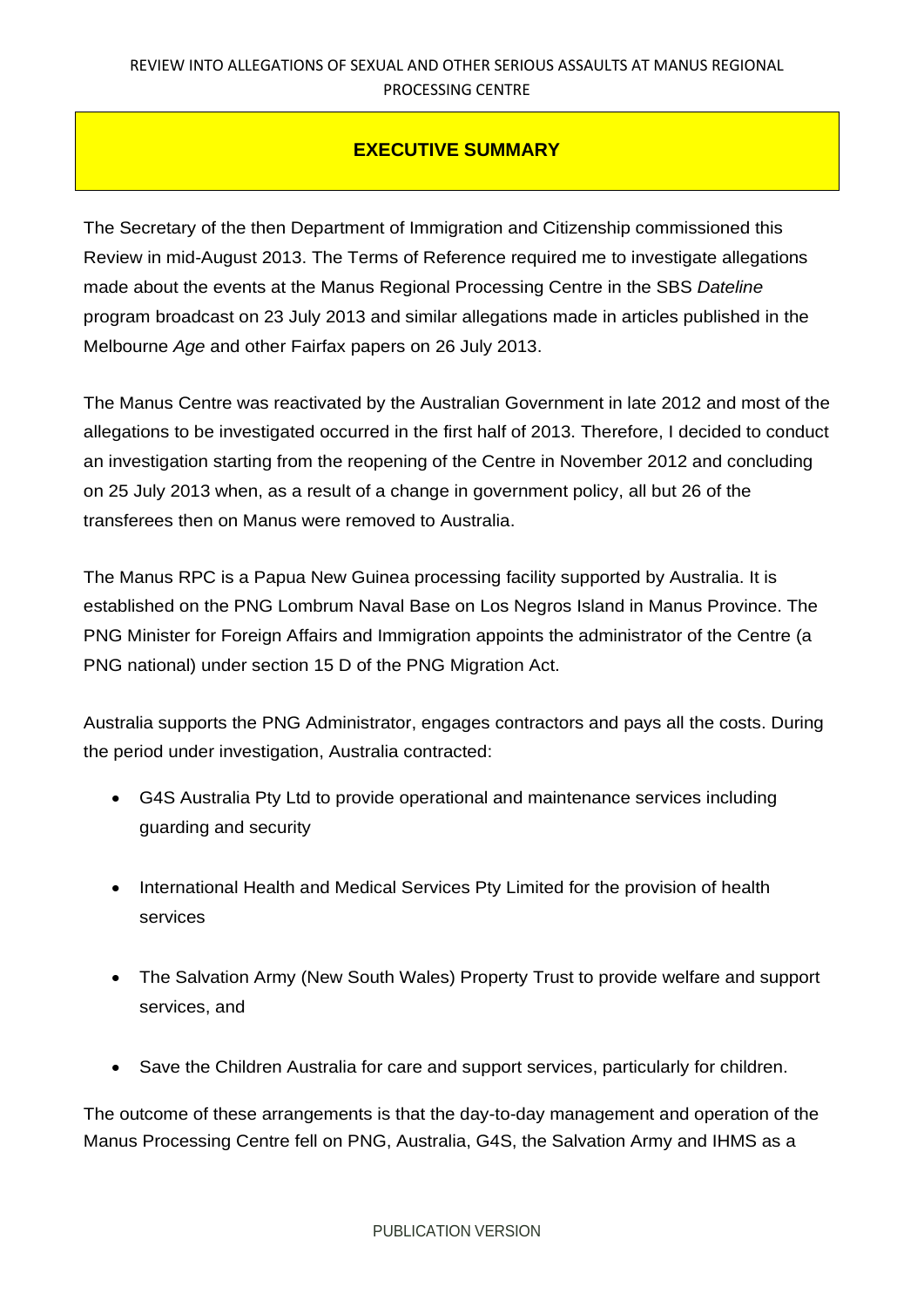## EXECUTIVE SUMMARY

The Secretary of the then Department of Immigration and Citizenship commissioned this Review in mid-August 2013. The Terms of Reference required me to investigate allegations made about the events at the Manus Regional Processing Centre in the SBS *Dateline* program broadcast on 23 July 2013 and similar allegations made in articles published in the Melbourne *Age* and other Fairfax papers on 26 July 2013.

The Manus Centre was reactivated by the Australian Government in late 2012 and most of the allegations to be investigated occurred in the first half of 2013. Therefore, I decided to conduct an investigation starting from the reopening of the Centre in November 2012 and concluding on 25 July 2013 when, as a result of a change in government policy, all but 26 of the transferees then on Manus were removed to Australia.

The Manus RPC is a Papua New Guinea processing facility supported by Australia. It is established on the PNG Lombrum Naval Base on Los Negros Island in Manus Province. The PNG Minister for Foreign Affairs and Immigration appoints the administrator of the Centre (a PNG national) under section 15 D of the PNG Migration Act.

Australia supports the PNG Administrator, engages contractors and pays all the costs. During the period under investigation, Australia contracted:

- G4S Australia Pty Ltd to provide operational and maintenance services including guarding and security
- International Health and Medical Services Pty Limited for the provision of health services
- The Salvation Army (New South Wales) Property Trust to provide welfare and support services, and
- Save the Children Australia for care and support services, particularly for children.

The outcome of these arrangements is that the day-to-day management and operation of the Manus Processing Centre fell on PNG, Australia, G4S, the Salvation Army and IHMS as a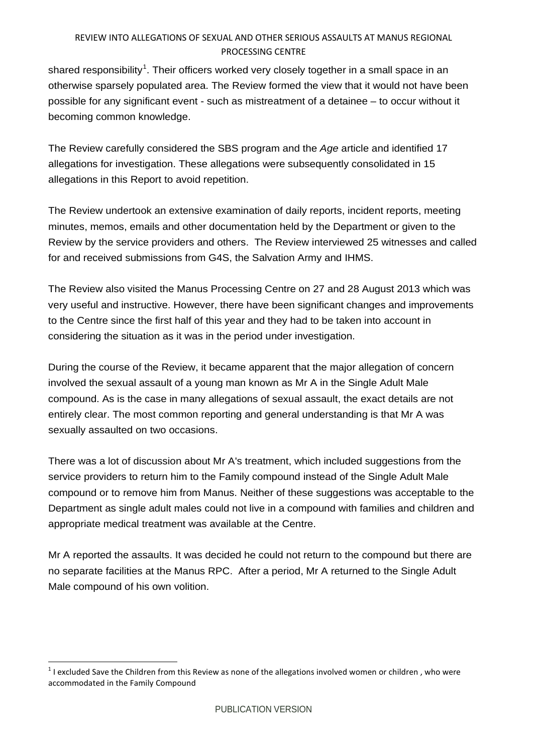shared responsibility[1]. Their officers worked very closely together in a small space in an otherwise sparsely populated area. The Review formed the view that it would not have been possible for any significant event - such as mistreatment of a detainee – to occur without it becoming common knowledge.

The Review carefully considered the SBS program and the *Age* article and identified 17 allegations for investigation. These allegations were subsequently consolidated in 15 allegations in this Report to avoid repetition.

The Review undertook an extensive examination of daily reports, incident reports, meeting minutes, memos, emails and other documentation held by the Department or given to the Review by the service providers and others. The Review interviewed 25 witnesses and called for and received submissions from G4S, the Salvation Army and IHMS.

The Review also visited the Manus Processing Centre on 27 and 28 August 2013 which was very useful and instructive. However, there have been significant changes and improvements to the Centre since the first half of this year and they had to be taken into account in considering the situation as it was in the period under investigation.

During the course of the Review, it became apparent that the major allegation of concern involved the sexual assault of a young man known as Mr A in the Single Adult Male compound. As is the case in many allegations of sexual assault, the exact details are not entirely clear. The most common reporting and general understanding is that Mr A was sexually assaulted on two occasions.

There was a lot of discussion about Mr A's treatment, which included suggestions from the service providers to return him to the Family compound instead of the Single Adult Male compound or to remove him from Manus. Neither of these suggestions was acceptable to the Department as single adult males could not live in a compound with families and children and appropriate medical treatment was available at the Centre.

Mr A reported the assaults. It was decided he could not return to the compound but there are no separate facilities at the Manus RPC. After a period, Mr A returned to the Single Adult Male compound of his own volition.

---

[1] I excluded Save the Children from this Review as none of the allegations involved women or children , who were accommodated in the Family Compound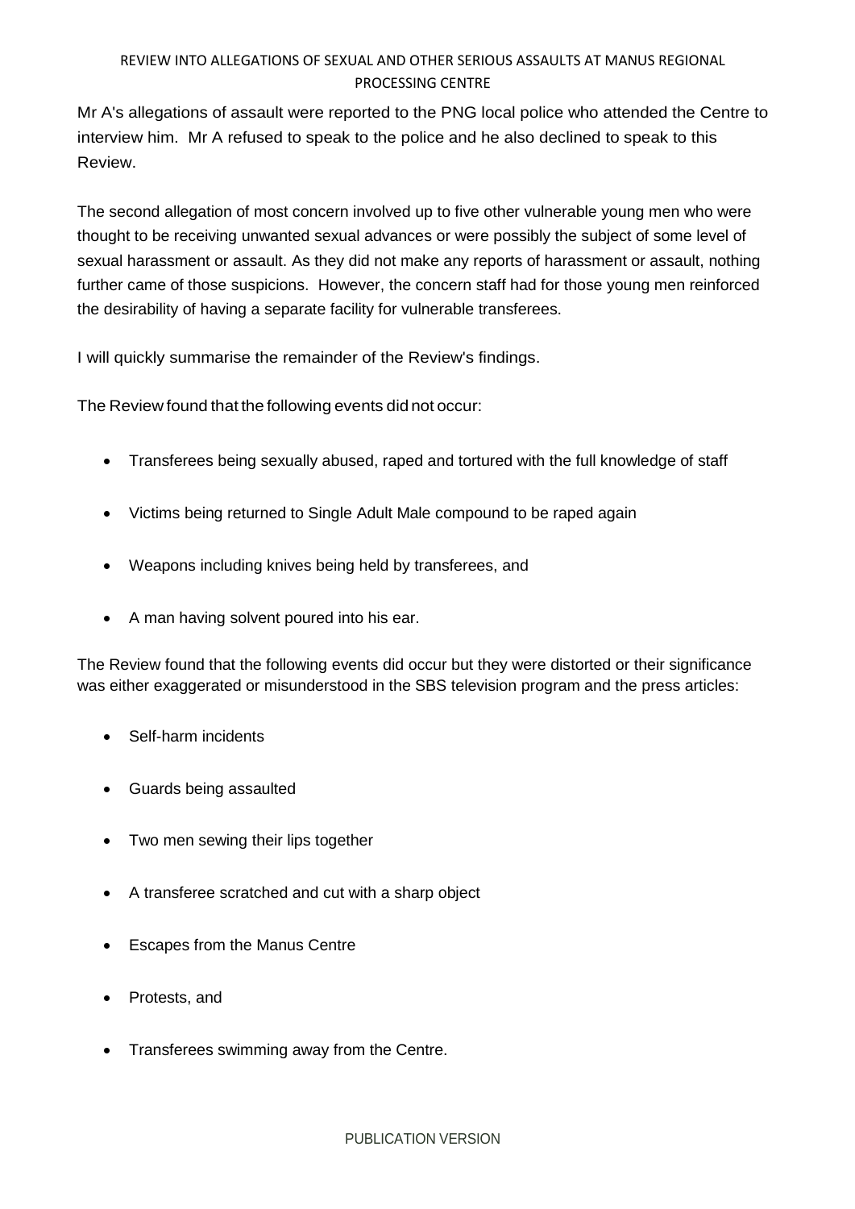Mr A's allegations of assault were reported to the PNG local police who attended the Centre to interview him. Mr A refused to speak to the police and he also declined to speak to this Review.

The second allegation of most concern involved up to five other vulnerable young men who were thought to be receiving unwanted sexual advances or were possibly the subject of some level of sexual harassment or assault. As they did not make any reports of harassment or assault, nothing further came of those suspicions. However, the concern staff had for those young men reinforced the desirability of having a separate facility for vulnerable transferees.

I will quickly summarise the remainder of the Review's findings.

The Review found that the following events did not occur:

- Transferees being sexually abused, raped and tortured with the full knowledge of staff
- Victims being returned to Single Adult Male compound to be raped again
- Weapons including knives being held by transferees, and
- A man having solvent poured into his ear.

The Review found that the following events did occur but they were distorted or their significance was either exaggerated or misunderstood in the SBS television program and the press articles:

- Self-harm incidents
- Guards being assaulted
- Two men sewing their lips together
- A transferee scratched and cut with a sharp object
- Escapes from the Manus Centre
- Protests, and
- Transferees swimming away from the Centre.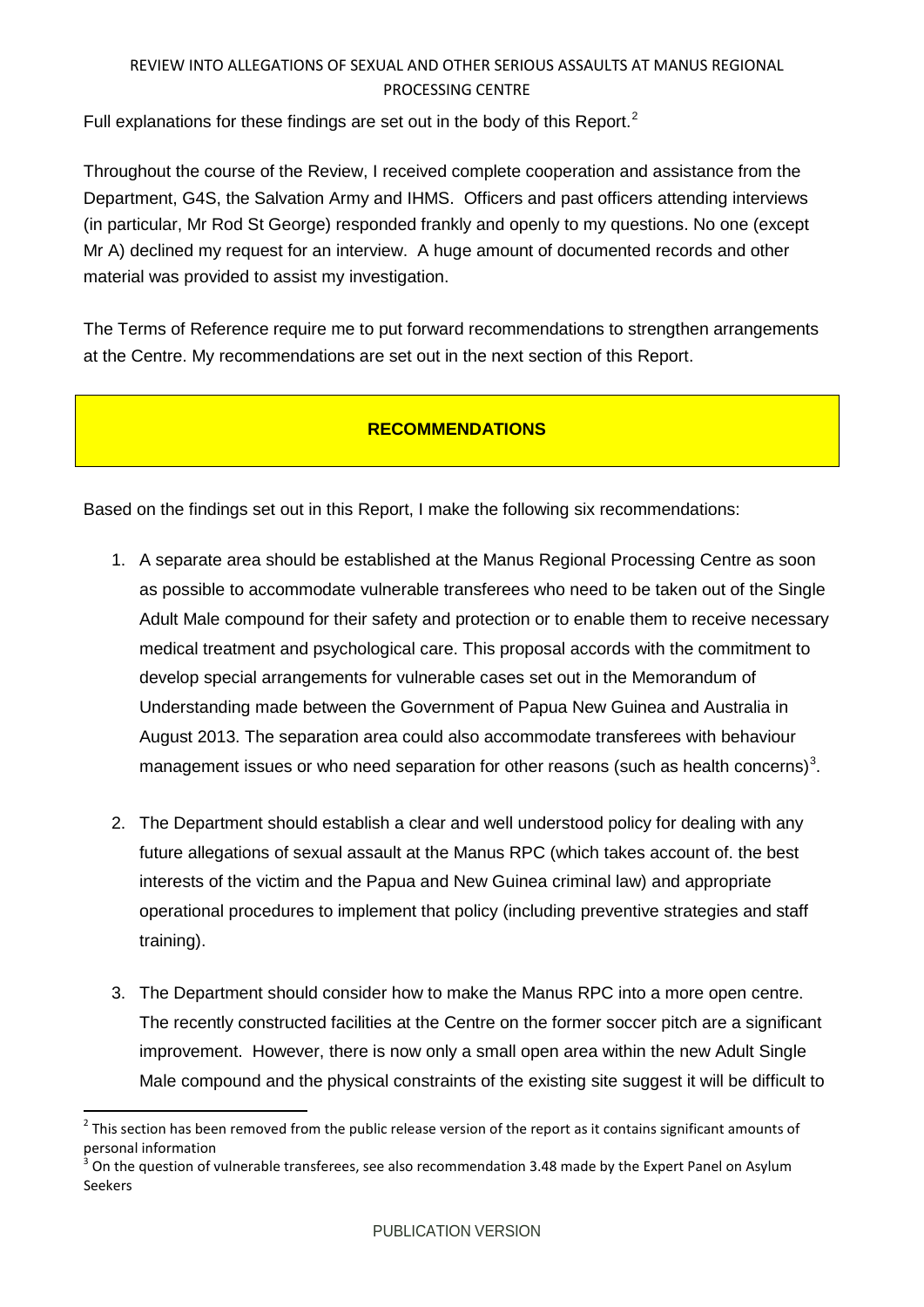Full explanations for these findings are set out in the body of this Report.[2]

Throughout the course of the Review, I received complete cooperation and assistance from the Department, G4S, the Salvation Army and IHMS. Officers and past officers attending interviews (in particular, Mr Rod St George) responded frankly and openly to my questions. No one (except Mr A) declined my request for an interview. A huge amount of documented records and other material was provided to assist my investigation.

The Terms of Reference require me to put forward recommendations to strengthen arrangements at the Centre. My recommendations are set out in the next section of this Report.

## RECOMMENDATIONS

Based on the findings set out in this Report, I make the following six recommendations:

1. A separate area should be established at the Manus Regional Processing Centre as soon as possible to accommodate vulnerable transferees who need to be taken out of the Single Adult Male compound for their safety and protection or to enable them to receive necessary medical treatment and psychological care. This proposal accords with the commitment to develop special arrangements for vulnerable cases set out in the Memorandum of Understanding made between the Government of Papua New Guinea and Australia in August 2013. The separation area could also accommodate transferees with behaviour management issues or who need separation for other reasons (such as health concerns)[3].

2. The Department should establish a clear and well understood policy for dealing with any future allegations of sexual assault at the Manus RPC (which takes account of. the best interests of the victim and the Papua and New Guinea criminal law) and appropriate operational procedures to implement that policy (including preventive strategies and staff training).

3. The Department should consider how to make the Manus RPC into a more open centre. The recently constructed facilities at the Centre on the former soccer pitch are a significant improvement. However, there is now only a small open area within the new Adult Single Male compound and the physical constraints of the existing site suggest it will be difficult to

---

[2] This section has been removed from the public release version of the report as it contains significant amounts of personal information

[3] On the question of vulnerable transferees, see also recommendation 3.48 made by the Expert Panel on Asylum Seekers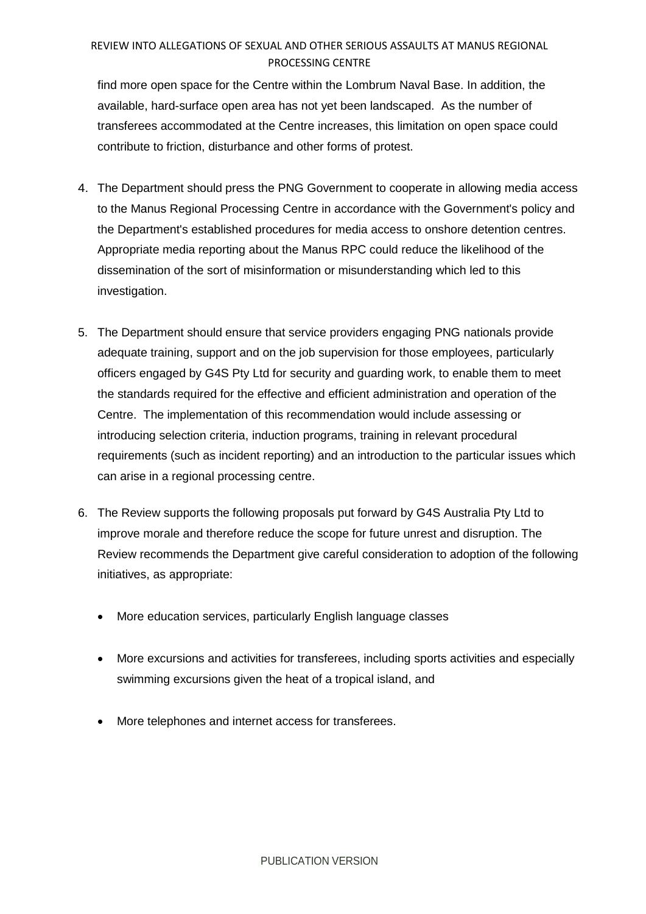find more open space for the Centre within the Lombrum Naval Base. In addition, the available, hard-surface open area has not yet been landscaped. As the number of transferees accommodated at the Centre increases, this limitation on open space could contribute to friction, disturbance and other forms of protest.

4. The Department should press the PNG Government to cooperate in allowing media access to the Manus Regional Processing Centre in accordance with the Government's policy and the Department's established procedures for media access to onshore detention centres. Appropriate media reporting about the Manus RPC could reduce the likelihood of the dissemination of the sort of misinformation or misunderstanding which led to this investigation.

5. The Department should ensure that service providers engaging PNG nationals provide adequate training, support and on the job supervision for those employees, particularly officers engaged by G4S Pty Ltd for security and guarding work, to enable them to meet the standards required for the effective and efficient administration and operation of the Centre. The implementation of this recommendation would include assessing or introducing selection criteria, induction programs, training in relevant procedural requirements (such as incident reporting) and an introduction to the particular issues which can arise in a regional processing centre.

6. The Review supports the following proposals put forward by G4S Australia Pty Ltd to improve morale and therefore reduce the scope for future unrest and disruption. The Review recommends the Department give careful consideration to adoption of the following initiatives, as appropriate:

   - More education services, particularly English language classes
   - More excursions and activities for transferees, including sports activities and especially swimming excursions given the heat of a tropical island, and
   - More telephones and internet access for transferees.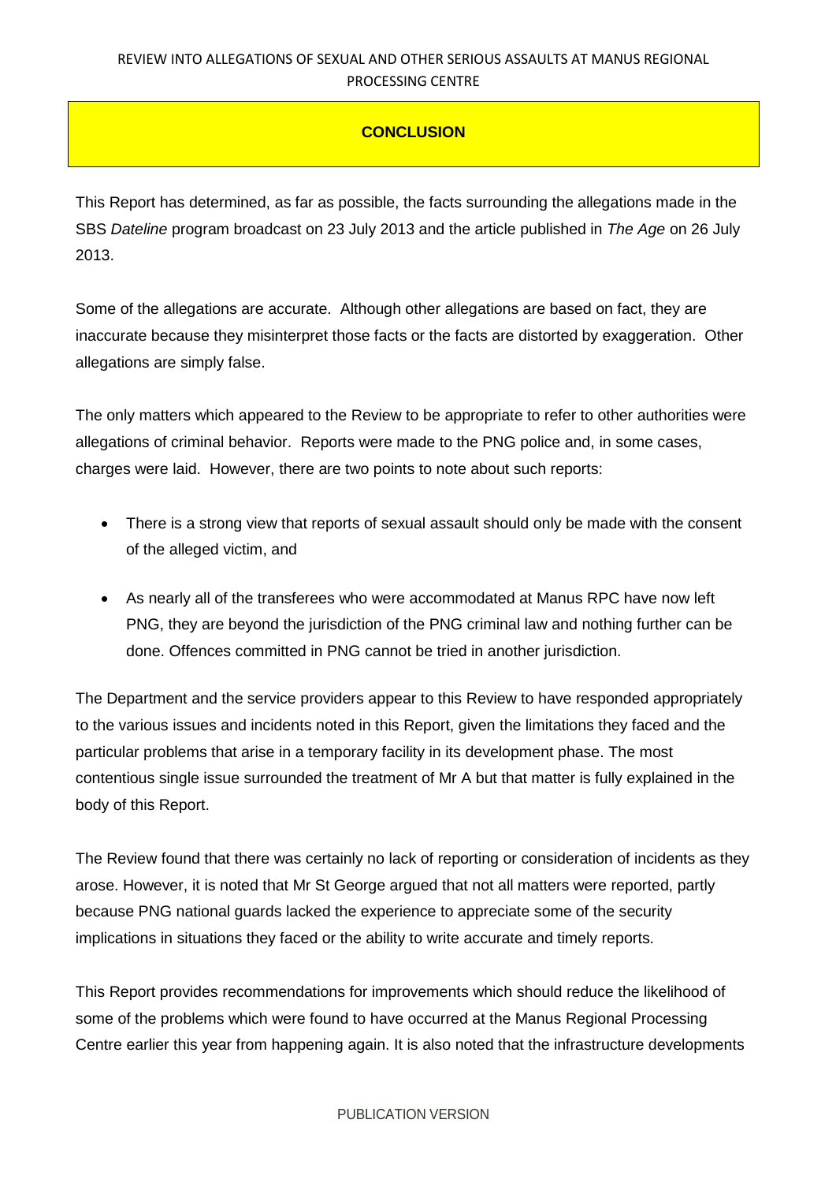## CONCLUSION

This Report has determined, as far as possible, the facts surrounding the allegations made in the SBS *Dateline* program broadcast on 23 July 2013 and the article published in *The Age* on 26 July 2013.

Some of the allegations are accurate. Although other allegations are based on fact, they are inaccurate because they misinterpret those facts or the facts are distorted by exaggeration. Other allegations are simply false.

The only matters which appeared to the Review to be appropriate to refer to other authorities were allegations of criminal behavior. Reports were made to the PNG police and, in some cases, charges were laid. However, there are two points to note about such reports:

- There is a strong view that reports of sexual assault should only be made with the consent of the alleged victim, and
- As nearly all of the transferees who were accommodated at Manus RPC have now left PNG, they are beyond the jurisdiction of the PNG criminal law and nothing further can be done. Offences committed in PNG cannot be tried in another jurisdiction.

The Department and the service providers appear to this Review to have responded appropriately to the various issues and incidents noted in this Report, given the limitations they faced and the particular problems that arise in a temporary facility in its development phase. The most contentious single issue surrounded the treatment of Mr A but that matter is fully explained in the body of this Report.

The Review found that there was certainly no lack of reporting or consideration of incidents as they arose. However, it is noted that Mr St George argued that not all matters were reported, partly because PNG national guards lacked the experience to appreciate some of the security implications in situations they faced or the ability to write accurate and timely reports.

This Report provides recommendations for improvements which should reduce the likelihood of some of the problems which were found to have occurred at the Manus Regional Processing Centre earlier this year from happening again. It is also noted that the infrastructure developments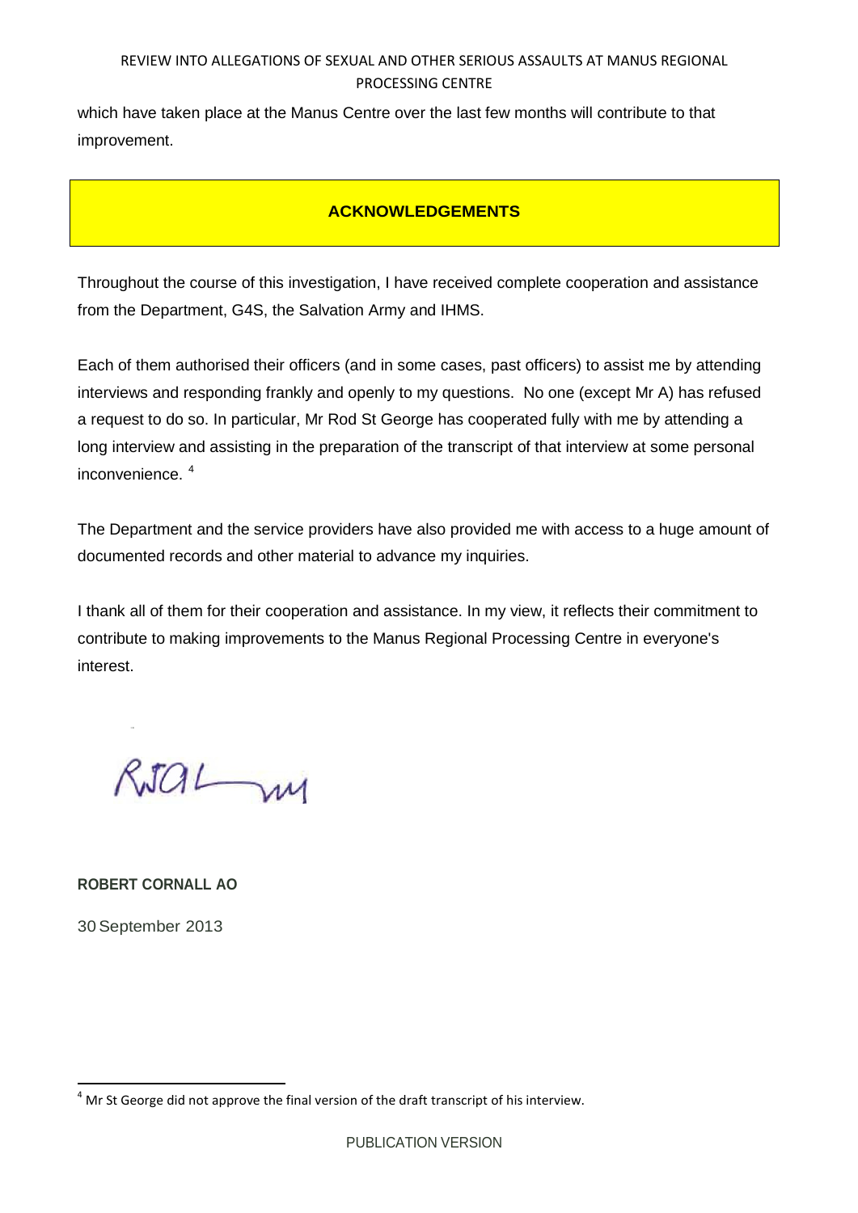which have taken place at the Manus Centre over the last few months will contribute to that improvement.

## ACKNOWLEDGEMENTS

Throughout the course of this investigation, I have received complete cooperation and assistance from the Department, G4S, the Salvation Army and IHMS.

Each of them authorised their officers (and in some cases, past officers) to assist me by attending interviews and responding frankly and openly to my questions. No one (except Mr A) has refused a request to do so. In particular, Mr Rod St George has cooperated fully with me by attending a long interview and assisting in the preparation of the transcript of that interview at some personal inconvenience. [4]

The Department and the service providers have also provided me with access to a huge amount of documented records and other material to advance my inquiries.

I thank all of them for their cooperation and assistance. In my view, it reflects their commitment to contribute to making improvements to the Manus Regional Processing Centre in everyone's interest.

**ROBERT CORNALL AO**

30 September 2013

[4] Mr St George did not approve the final version of the draft transcript of his interview.

PUBLICATION VERSION